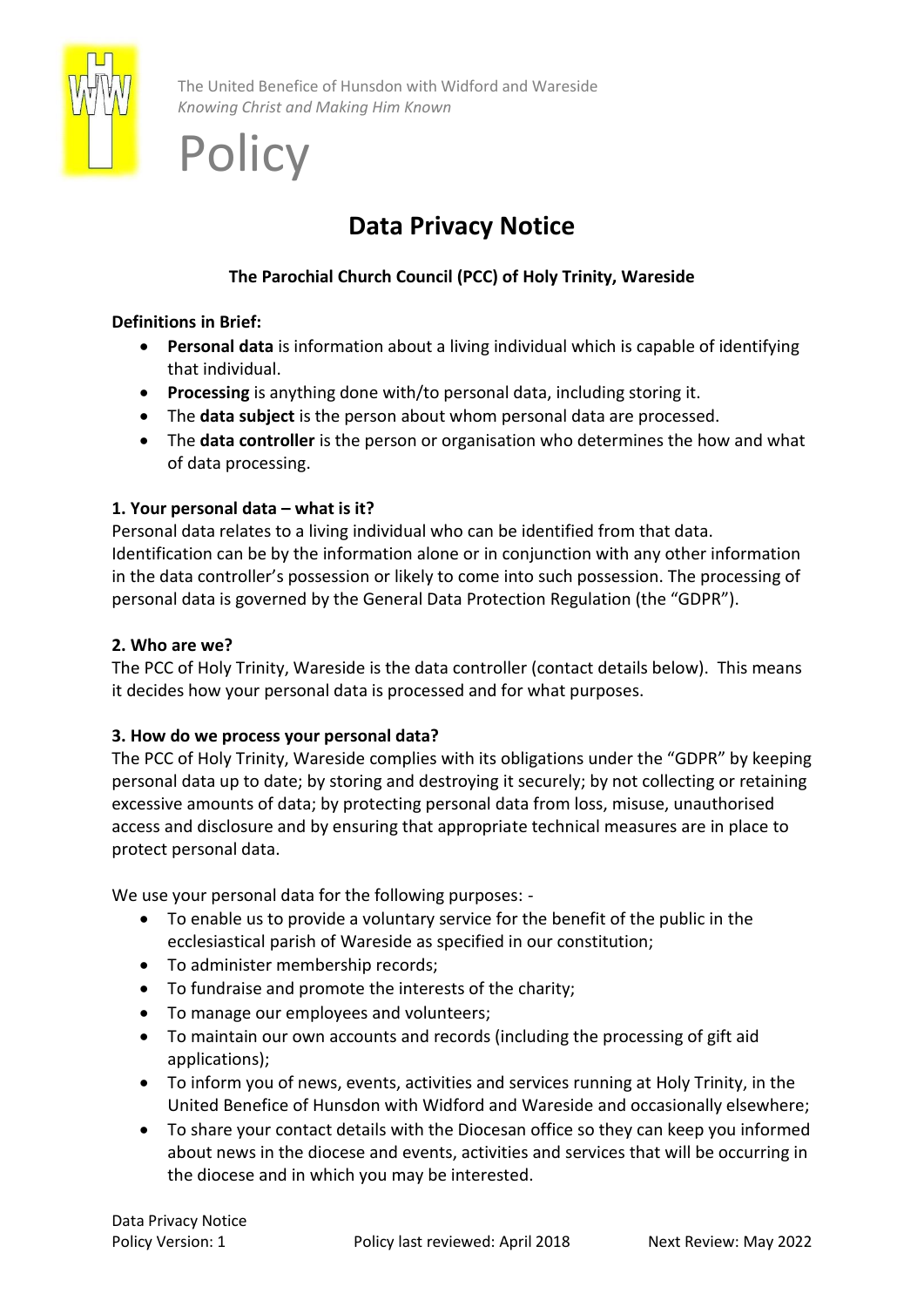The United Benefice of Hunsdon with Widford and Wareside
*Knowing Christ and Making Him Known*

# Policy

## Data Privacy Notice

**The Parochial Church Council (PCC) of Holy Trinity, Wareside**

**Definitions in Brief:**

- **Personal data** is information about a living individual which is capable of identifying that individual.
- **Processing** is anything done with/to personal data, including storing it.
- The **data subject** is the person about whom personal data are processed.
- The **data controller** is the person or organisation who determines the how and what of data processing.

**1. Your personal data – what is it?**

Personal data relates to a living individual who can be identified from that data. Identification can be by the information alone or in conjunction with any other information in the data controller's possession or likely to come into such possession. The processing of personal data is governed by the General Data Protection Regulation (the "GDPR").

**2. Who are we?**

The PCC of Holy Trinity, Wareside is the data controller (contact details below). This means it decides how your personal data is processed and for what purposes.

**3. How do we process your personal data?**

The PCC of Holy Trinity, Wareside complies with its obligations under the "GDPR" by keeping personal data up to date; by storing and destroying it securely; by not collecting or retaining excessive amounts of data; by protecting personal data from loss, misuse, unauthorised access and disclosure and by ensuring that appropriate technical measures are in place to protect personal data.

We use your personal data for the following purposes: -

- To enable us to provide a voluntary service for the benefit of the public in the ecclesiastical parish of Wareside as specified in our constitution;
- To administer membership records;
- To fundraise and promote the interests of the charity;
- To manage our employees and volunteers;
- To maintain our own accounts and records (including the processing of gift aid applications);
- To inform you of news, events, activities and services running at Holy Trinity, in the United Benefice of Hunsdon with Widford and Wareside and occasionally elsewhere;
- To share your contact details with the Diocesan office so they can keep you informed about news in the diocese and events, activities and services that will be occurring in the diocese and in which you may be interested.

Data Privacy Notice
Policy Version: 1 | Policy last reviewed: April 2018 | Next Review: May 2022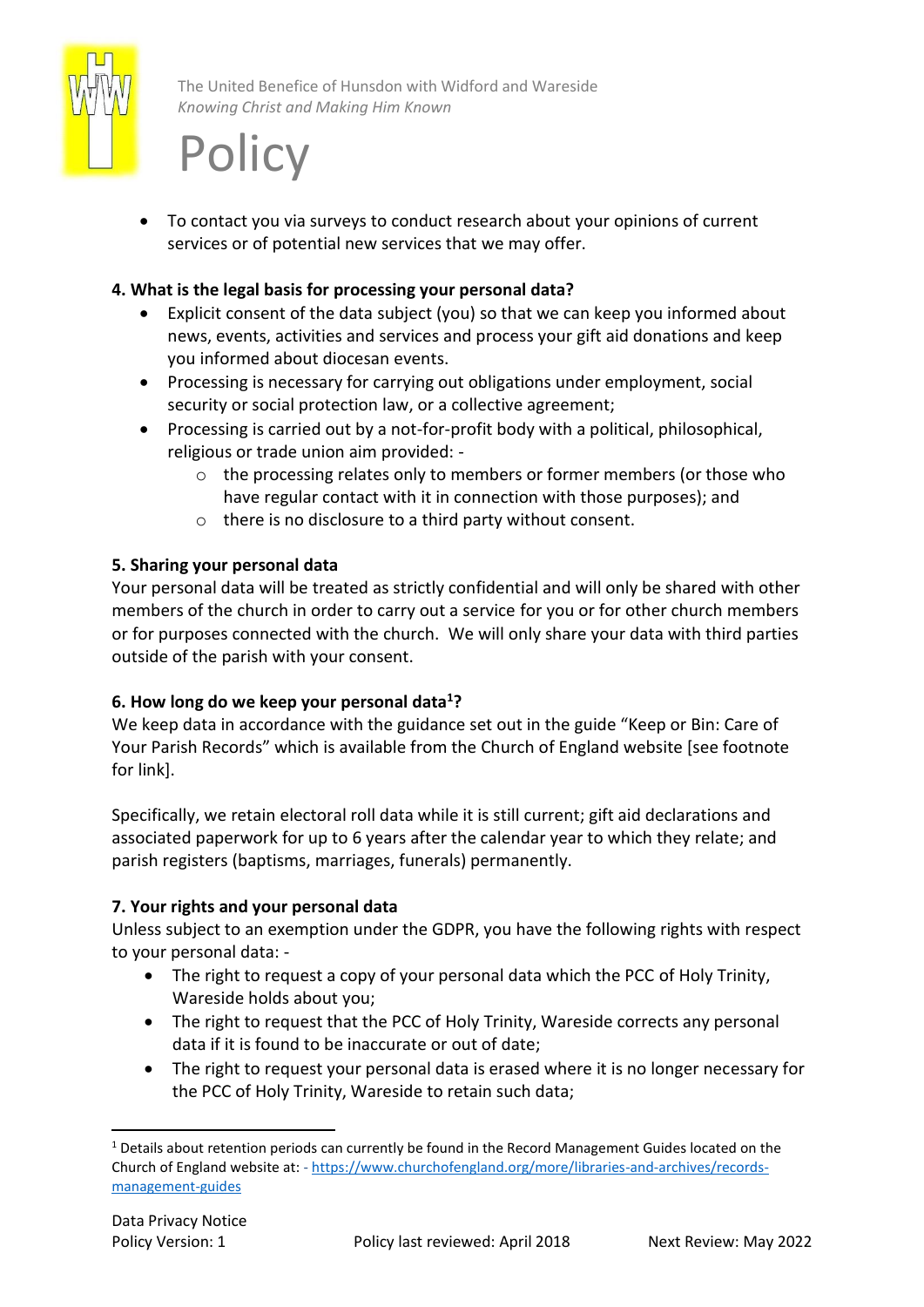- To contact you via surveys to conduct research about your opinions of current services or of potential new services that we may offer.

**4. What is the legal basis for processing your personal data?**

- Explicit consent of the data subject (you) so that we can keep you informed about news, events, activities and services and process your gift aid donations and keep you informed about diocesan events.
- Processing is necessary for carrying out obligations under employment, social security or social protection law, or a collective agreement;
- Processing is carried out by a not-for-profit body with a political, philosophical, religious or trade union aim provided: -
  - the processing relates only to members or former members (or those who have regular contact with it in connection with those purposes); and
  - there is no disclosure to a third party without consent.

**5. Sharing your personal data**

Your personal data will be treated as strictly confidential and will only be shared with other members of the church in order to carry out a service for you or for other church members or for purposes connected with the church. We will only share your data with third parties outside of the parish with your consent.

**6. How long do we keep your personal data[1]?**

We keep data in accordance with the guidance set out in the guide "Keep or Bin: Care of Your Parish Records" which is available from the Church of England website [see footnote for link].

Specifically, we retain electoral roll data while it is still current; gift aid declarations and associated paperwork for up to 6 years after the calendar year to which they relate; and parish registers (baptisms, marriages, funerals) permanently.

**7. Your rights and your personal data**

Unless subject to an exemption under the GDPR, you have the following rights with respect to your personal data: -

- The right to request a copy of your personal data which the PCC of Holy Trinity, Wareside holds about you;
- The right to request that the PCC of Holy Trinity, Wareside corrects any personal data if it is found to be inaccurate or out of date;
- The right to request your personal data is erased where it is no longer necessary for the PCC of Holy Trinity, Wareside to retain such data;

[1] Details about retention periods can currently be found in the Record Management Guides located on the Church of England website at: - https://www.churchofengland.org/more/libraries-and-archives/records-management-guides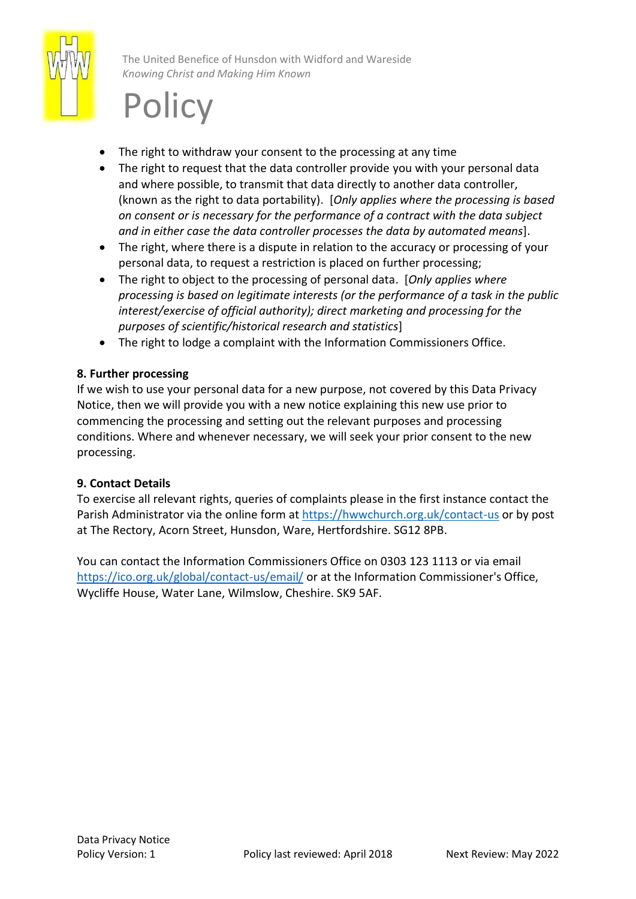- The right to withdraw your consent to the processing at any time
- The right to request that the data controller provide you with your personal data and where possible, to transmit that data directly to another data controller, (known as the right to data portability). [*Only applies where the processing is based on consent or is necessary for the performance of a contract with the data subject and in either case the data controller processes the data by automated means*].
- The right, where there is a dispute in relation to the accuracy or processing of your personal data, to request a restriction is placed on further processing;
- The right to object to the processing of personal data. [*Only applies where processing is based on legitimate interests (or the performance of a task in the public interest/exercise of official authority); direct marketing and processing for the purposes of scientific/historical research and statistics*]
- The right to lodge a complaint with the Information Commissioners Office.

**8. Further processing**

If we wish to use your personal data for a new purpose, not covered by this Data Privacy Notice, then we will provide you with a new notice explaining this new use prior to commencing the processing and setting out the relevant purposes and processing conditions. Where and whenever necessary, we will seek your prior consent to the new processing.

**9. Contact Details**

To exercise all relevant rights, queries of complaints please in the first instance contact the Parish Administrator via the online form at https://hwwchurch.org.uk/contact-us or by post at The Rectory, Acorn Street, Hunsdon, Ware, Hertfordshire. SG12 8PB.

You can contact the Information Commissioners Office on 0303 123 1113 or via email https://ico.org.uk/global/contact-us/email/ or at the Information Commissioner's Office, Wycliffe House, Water Lane, Wilmslow, Cheshire. SK9 5AF.